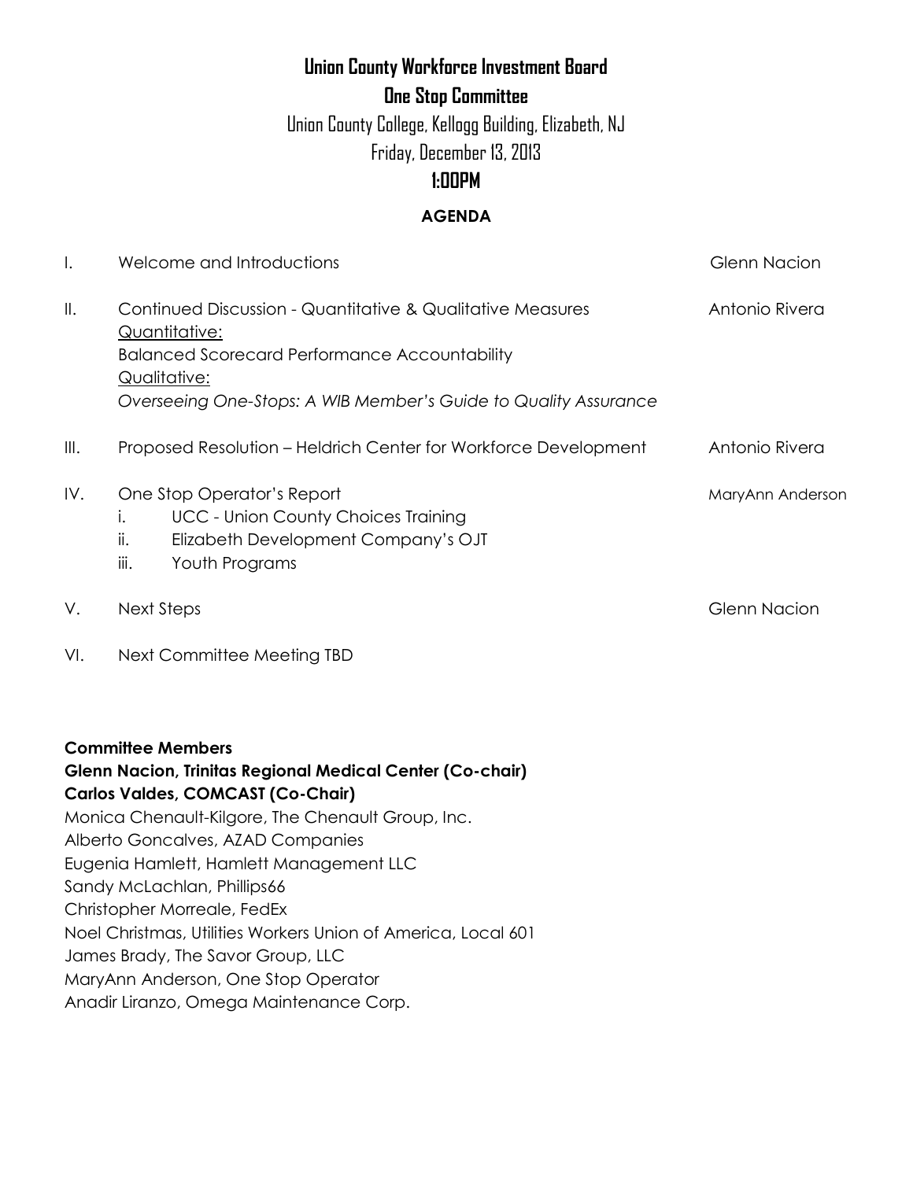# Union County Workforce Investment Board

## One Stop Committee

Union County College, Kellogg Building, Elizabeth, NJ

Friday, December 13, 2013

**1:00PM**

### AGENDA

| | | |
|---|---|---|
| I. | Welcome and Introductions | Glenn Nacion |
| II. | Continued Discussion - Quantitative & Qualitative Measures<br>Quantitative:<br>Balanced Scorecard Performance Accountability<br>Qualitative:<br>*Overseeing One-Stops: A WIB Member's Guide to Quality Assurance* | Antonio Rivera |
| III. | Proposed Resolution – Heldrich Center for Workforce Development | Antonio Rivera |
| IV. | One Stop Operator's Report<br>i. UCC - Union County Choices Training<br>ii. Elizabeth Development Company's OJT<br>iii. Youth Programs | MaryAnn Anderson |
| V. | Next Steps | Glenn Nacion |
| VI. | Next Committee Meeting TBD | |

**Committee Members**

**Glenn Nacion, Trinitas Regional Medical Center (Co-chair)**

**Carlos Valdes, COMCAST (Co-Chair)**

Monica Chenault-Kilgore, The Chenault Group, Inc.

Alberto Goncalves, AZAD Companies

Eugenia Hamlett, Hamlett Management LLC

Sandy McLachlan, Phillips66

Christopher Morreale, FedEx

Noel Christmas, Utilities Workers Union of America, Local 601

James Brady, The Savor Group, LLC

MaryAnn Anderson, One Stop Operator

Anadir Liranzo, Omega Maintenance Corp.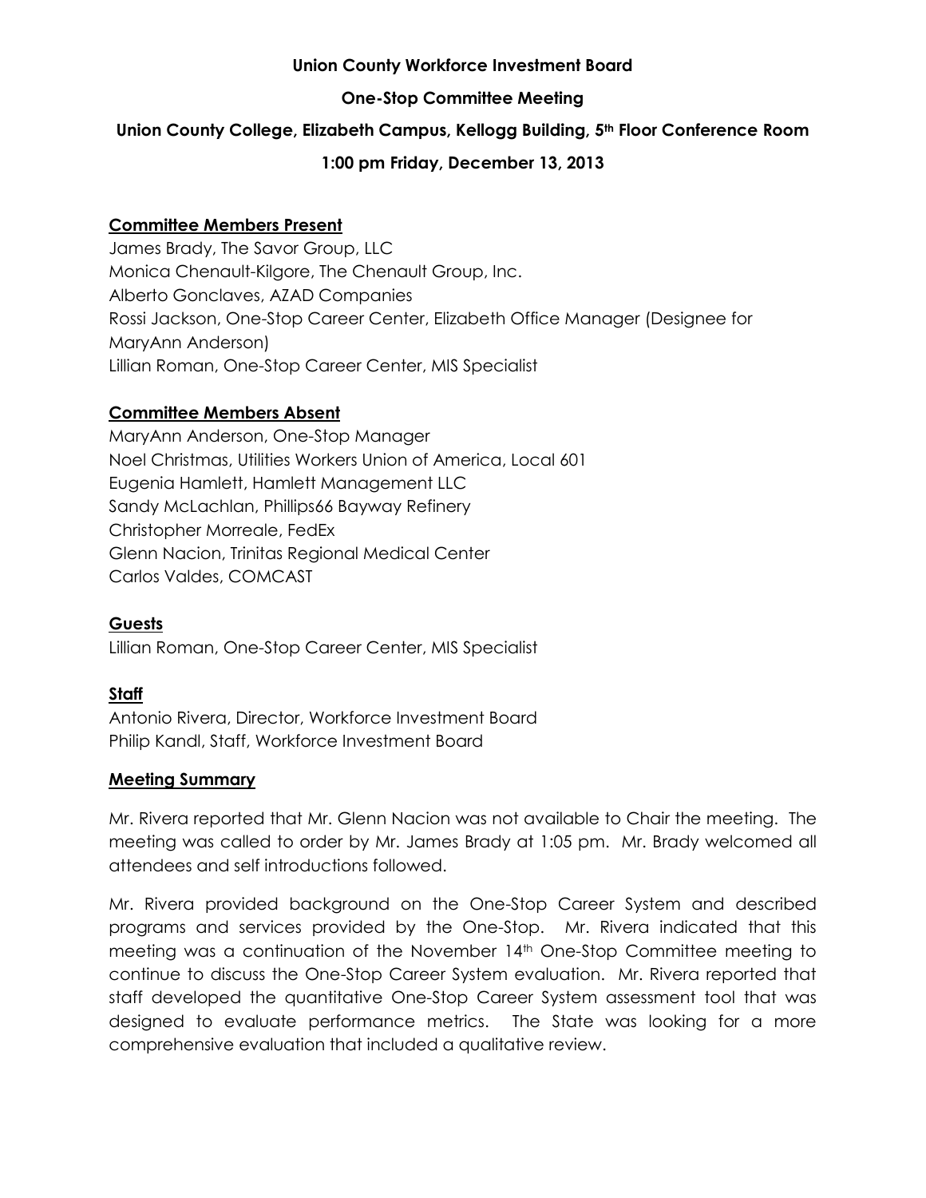**Union County Workforce Investment Board**

**One-Stop Committee Meeting**

**Union County College, Elizabeth Campus, Kellogg Building, 5th Floor Conference Room**

**1:00 pm Friday, December 13, 2013**

## Committee Members Present

James Brady, The Savor Group, LLC
Monica Chenault-Kilgore, The Chenault Group, Inc.
Alberto Gonclaves, AZAD Companies
Rossi Jackson, One-Stop Career Center, Elizabeth Office Manager (Designee for MaryAnn Anderson)
Lillian Roman, One-Stop Career Center, MIS Specialist

## Committee Members Absent

MaryAnn Anderson, One-Stop Manager
Noel Christmas, Utilities Workers Union of America, Local 601
Eugenia Hamlett, Hamlett Management LLC
Sandy McLachlan, Phillips66 Bayway Refinery
Christopher Morreale, FedEx
Glenn Nacion, Trinitas Regional Medical Center
Carlos Valdes, COMCAST

## Guests

Lillian Roman, One-Stop Career Center, MIS Specialist

## Staff

Antonio Rivera, Director, Workforce Investment Board
Philip Kandl, Staff, Workforce Investment Board

## Meeting Summary

Mr. Rivera reported that Mr. Glenn Nacion was not available to Chair the meeting. The meeting was called to order by Mr. James Brady at 1:05 pm. Mr. Brady welcomed all attendees and self introductions followed.

Mr. Rivera provided background on the One-Stop Career System and described programs and services provided by the One-Stop. Mr. Rivera indicated that this meeting was a continuation of the November 14th One-Stop Committee meeting to continue to discuss the One-Stop Career System evaluation. Mr. Rivera reported that staff developed the quantitative One-Stop Career System assessment tool that was designed to evaluate performance metrics. The State was looking for a more comprehensive evaluation that included a qualitative review.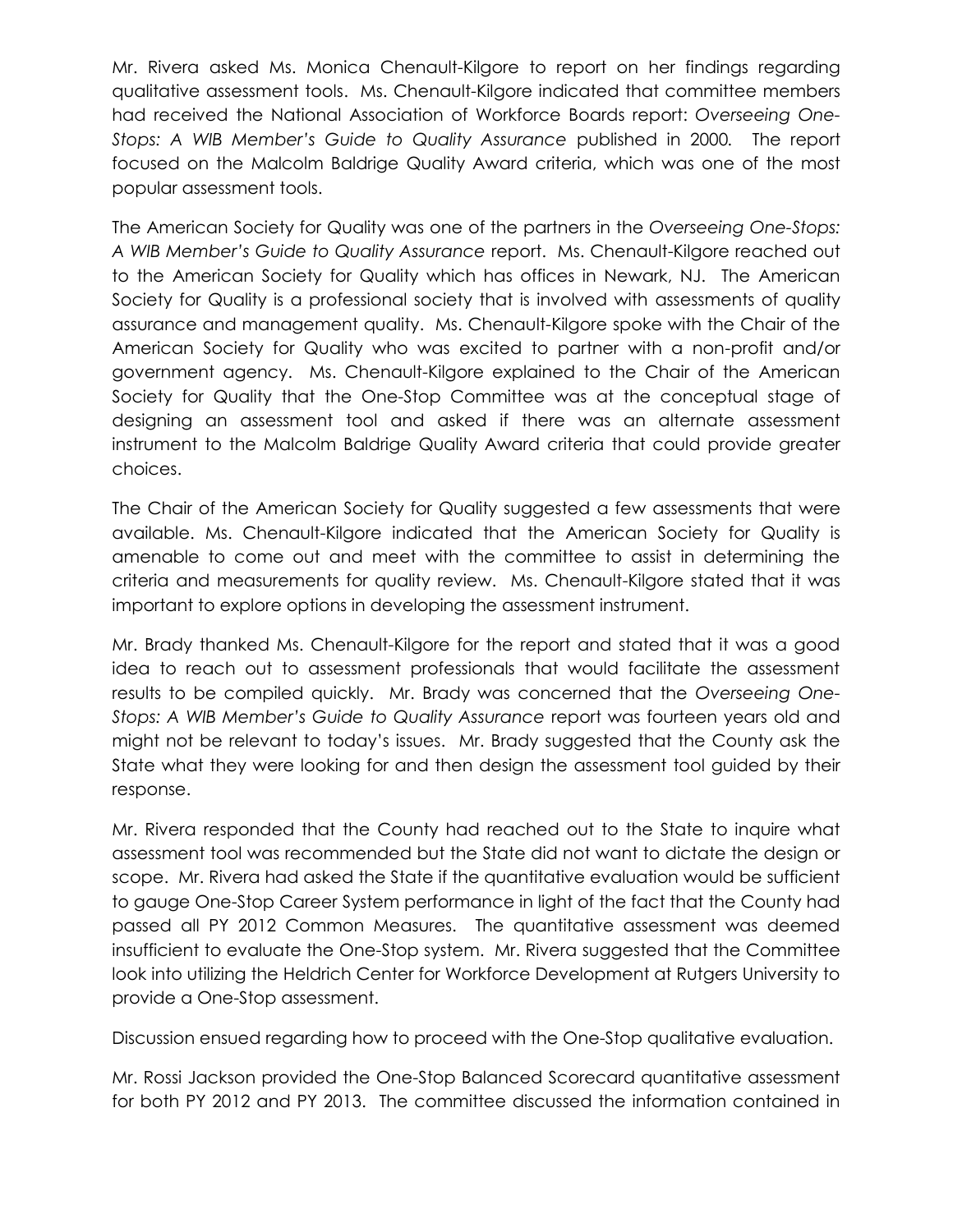Mr. Rivera asked Ms. Monica Chenault-Kilgore to report on her findings regarding qualitative assessment tools. Ms. Chenault-Kilgore indicated that committee members had received the National Association of Workforce Boards report: *Overseeing One-Stops: A WIB Member's Guide to Quality Assurance* published in 2000. The report focused on the Malcolm Baldrige Quality Award criteria, which was one of the most popular assessment tools.

The American Society for Quality was one of the partners in the *Overseeing One-Stops: A WIB Member's Guide to Quality Assurance* report. Ms. Chenault-Kilgore reached out to the American Society for Quality which has offices in Newark, NJ. The American Society for Quality is a professional society that is involved with assessments of quality assurance and management quality. Ms. Chenault-Kilgore spoke with the Chair of the American Society for Quality who was excited to partner with a non-profit and/or government agency. Ms. Chenault-Kilgore explained to the Chair of the American Society for Quality that the One-Stop Committee was at the conceptual stage of designing an assessment tool and asked if there was an alternate assessment instrument to the Malcolm Baldrige Quality Award criteria that could provide greater choices.

The Chair of the American Society for Quality suggested a few assessments that were available. Ms. Chenault-Kilgore indicated that the American Society for Quality is amenable to come out and meet with the committee to assist in determining the criteria and measurements for quality review. Ms. Chenault-Kilgore stated that it was important to explore options in developing the assessment instrument.

Mr. Brady thanked Ms. Chenault-Kilgore for the report and stated that it was a good idea to reach out to assessment professionals that would facilitate the assessment results to be compiled quickly. Mr. Brady was concerned that the *Overseeing One-Stops: A WIB Member's Guide to Quality Assurance* report was fourteen years old and might not be relevant to today's issues. Mr. Brady suggested that the County ask the State what they were looking for and then design the assessment tool guided by their response.

Mr. Rivera responded that the County had reached out to the State to inquire what assessment tool was recommended but the State did not want to dictate the design or scope. Mr. Rivera had asked the State if the quantitative evaluation would be sufficient to gauge One-Stop Career System performance in light of the fact that the County had passed all PY 2012 Common Measures. The quantitative assessment was deemed insufficient to evaluate the One-Stop system. Mr. Rivera suggested that the Committee look into utilizing the Heldrich Center for Workforce Development at Rutgers University to provide a One-Stop assessment.

Discussion ensued regarding how to proceed with the One-Stop qualitative evaluation.

Mr. Rossi Jackson provided the One-Stop Balanced Scorecard quantitative assessment for both PY 2012 and PY 2013. The committee discussed the information contained in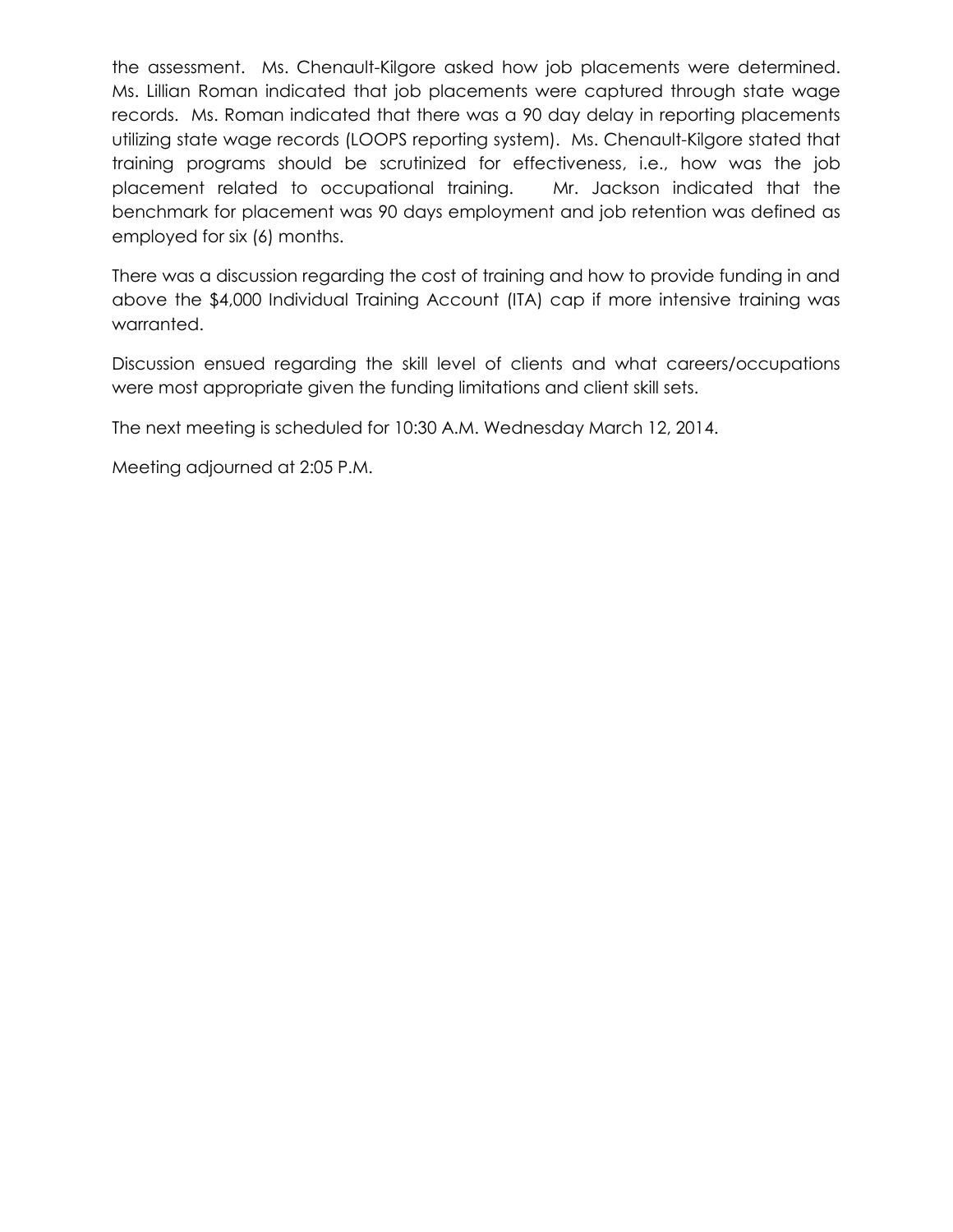the assessment. Ms. Chenault-Kilgore asked how job placements were determined. Ms. Lillian Roman indicated that job placements were captured through state wage records. Ms. Roman indicated that there was a 90 day delay in reporting placements utilizing state wage records (LOOPS reporting system). Ms. Chenault-Kilgore stated that training programs should be scrutinized for effectiveness, i.e., how was the job placement related to occupational training. Mr. Jackson indicated that the benchmark for placement was 90 days employment and job retention was defined as employed for six (6) months.

There was a discussion regarding the cost of training and how to provide funding in and above the $4,000 Individual Training Account (ITA) cap if more intensive training was warranted.

Discussion ensued regarding the skill level of clients and what careers/occupations were most appropriate given the funding limitations and client skill sets.

The next meeting is scheduled for 10:30 A.M. Wednesday March 12, 2014.

Meeting adjourned at 2:05 P.M.